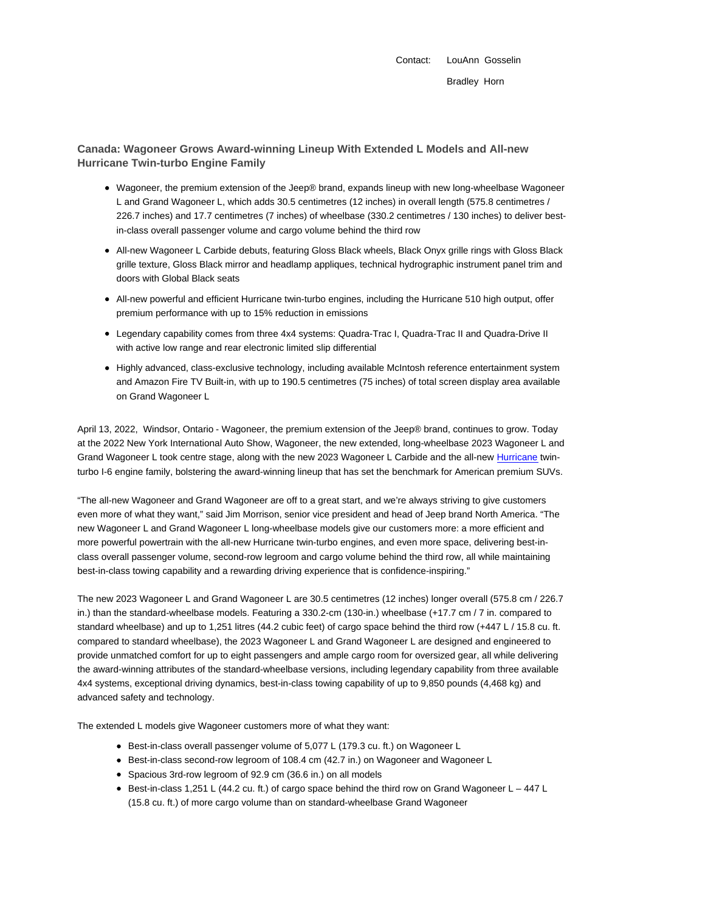Contact: LouAnn Gosselin

Bradley Horn

## Canada: Wagoneer Grows Award-winning Lineup With Extended L Models and All-new Hurricane Twin-turbo Engine Family

- Wagoneer, the premium extension of the Jeep® brand, expands lineup with new long-wheelbase Wagoneer L and Grand Wagoneer L, which adds 30.5 centimetres (12 inches) in overall length (575.8 centimetres / 226.7 inches) and 17.7 centimetres (7 inches) of wheelbase (330.2 centimetres / 130 inches) to deliver best-in-class overall passenger volume and cargo volume behind the third row
- All-new Wagoneer L Carbide debuts, featuring Gloss Black wheels, Black Onyx grille rings with Gloss Black grille texture, Gloss Black mirror and headlamp appliques, technical hydrographic instrument panel trim and doors with Global Black seats
- All-new powerful and efficient Hurricane twin-turbo engines, including the Hurricane 510 high output, offer premium performance with up to 15% reduction in emissions
- Legendary capability comes from three 4x4 systems: Quadra-Trac I, Quadra-Trac II and Quadra-Drive II with active low range and rear electronic limited slip differential
- Highly advanced, class-exclusive technology, including available McIntosh reference entertainment system and Amazon Fire TV Built-in, with up to 190.5 centimetres (75 inches) of total screen display area available on Grand Wagoneer L

April 13, 2022, Windsor, Ontario - Wagoneer, the premium extension of the Jeep® brand, continues to grow. Today at the 2022 New York International Auto Show, Wagoneer, the new extended, long-wheelbase 2023 Wagoneer L and Grand Wagoneer L took centre stage, along with the new 2023 Wagoneer L Carbide and the all-new Hurricane twin-turbo I-6 engine family, bolstering the award-winning lineup that has set the benchmark for American premium SUVs.

"The all-new Wagoneer and Grand Wagoneer are off to a great start, and we're always striving to give customers even more of what they want," said Jim Morrison, senior vice president and head of Jeep brand North America. "The new Wagoneer L and Grand Wagoneer L long-wheelbase models give our customers more: a more efficient and more powerful powertrain with the all-new Hurricane twin-turbo engines, and even more space, delivering best-in-class overall passenger volume, second-row legroom and cargo volume behind the third row, all while maintaining best-in-class towing capability and a rewarding driving experience that is confidence-inspiring."

The new 2023 Wagoneer L and Grand Wagoneer L are 30.5 centimetres (12 inches) longer overall (575.8 cm / 226.7 in.) than the standard-wheelbase models. Featuring a 330.2-cm (130-in.) wheelbase (+17.7 cm / 7 in. compared to standard wheelbase) and up to 1,251 litres (44.2 cubic feet) of cargo space behind the third row (+447 L / 15.8 cu. ft. compared to standard wheelbase), the 2023 Wagoneer L and Grand Wagoneer L are designed and engineered to provide unmatched comfort for up to eight passengers and ample cargo room for oversized gear, all while delivering the award-winning attributes of the standard-wheelbase versions, including legendary capability from three available 4x4 systems, exceptional driving dynamics, best-in-class towing capability of up to 9,850 pounds (4,468 kg) and advanced safety and technology.

The extended L models give Wagoneer customers more of what they want:

- Best-in-class overall passenger volume of 5,077 L (179.3 cu. ft.) on Wagoneer L
- Best-in-class second-row legroom of 108.4 cm (42.7 in.) on Wagoneer and Wagoneer L
- Spacious 3rd-row legroom of 92.9 cm (36.6 in.) on all models
- Best-in-class 1,251 L (44.2 cu. ft.) of cargo space behind the third row on Grand Wagoneer L – 447 L (15.8 cu. ft.) of more cargo volume than on standard-wheelbase Grand Wagoneer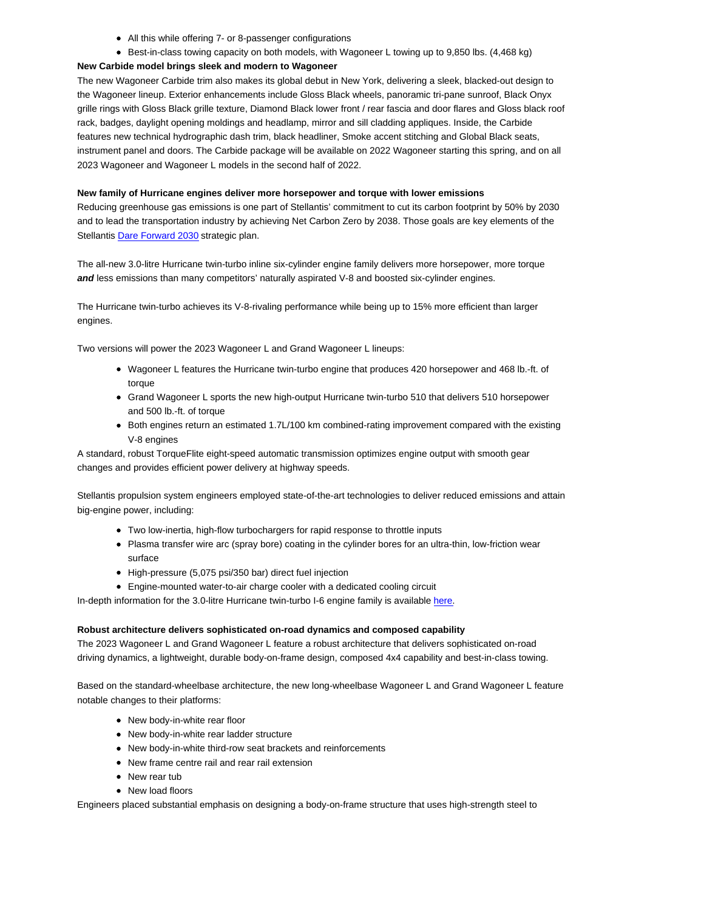- All this while offering 7- or 8-passenger configurations
- Best-in-class towing capacity on both models, with Wagoneer L towing up to 9,850 lbs. (4,468 kg)

**New Carbide model brings sleek and modern to Wagoneer**

The new Wagoneer Carbide trim also makes its global debut in New York, delivering a sleek, blacked-out design to the Wagoneer lineup. Exterior enhancements include Gloss Black wheels, panoramic tri-pane sunroof, Black Onyx grille rings with Gloss Black grille texture, Diamond Black lower front / rear fascia and door flares and Gloss black roof rack, badges, daylight opening moldings and headlamp, mirror and sill cladding appliques. Inside, the Carbide features new technical hydrographic dash trim, black headliner, Smoke accent stitching and Global Black seats, instrument panel and doors. The Carbide package will be available on 2022 Wagoneer starting this spring, and on all 2023 Wagoneer and Wagoneer L models in the second half of 2022.

**New family of Hurricane engines deliver more horsepower and torque with lower emissions**

Reducing greenhouse gas emissions is one part of Stellantis' commitment to cut its carbon footprint by 50% by 2030 and to lead the transportation industry by achieving Net Carbon Zero by 2038. Those goals are key elements of the Stellantis Dare Forward 2030 strategic plan.

The all-new 3.0-litre Hurricane twin-turbo inline six-cylinder engine family delivers more horsepower, more torque ***and*** less emissions than many competitors' naturally aspirated V-8 and boosted six-cylinder engines.

The Hurricane twin-turbo achieves its V-8-rivaling performance while being up to 15% more efficient than larger engines.

Two versions will power the 2023 Wagoneer L and Grand Wagoneer L lineups:

- Wagoneer L features the Hurricane twin-turbo engine that produces 420 horsepower and 468 lb.-ft. of torque
- Grand Wagoneer L sports the new high-output Hurricane twin-turbo 510 that delivers 510 horsepower and 500 lb.-ft. of torque
- Both engines return an estimated 1.7L/100 km combined-rating improvement compared with the existing V-8 engines

A standard, robust TorqueFlite eight-speed automatic transmission optimizes engine output with smooth gear changes and provides efficient power delivery at highway speeds.

Stellantis propulsion system engineers employed state-of-the-art technologies to deliver reduced emissions and attain big-engine power, including:

- Two low-inertia, high-flow turbochargers for rapid response to throttle inputs
- Plasma transfer wire arc (spray bore) coating in the cylinder bores for an ultra-thin, low-friction wear surface
- High-pressure (5,075 psi/350 bar) direct fuel injection
- Engine-mounted water-to-air charge cooler with a dedicated cooling circuit

In-depth information for the 3.0-litre Hurricane twin-turbo I-6 engine family is available here.

**Robust architecture delivers sophisticated on-road dynamics and composed capability**

The 2023 Wagoneer L and Grand Wagoneer L feature a robust architecture that delivers sophisticated on-road driving dynamics, a lightweight, durable body-on-frame design, composed 4x4 capability and best-in-class towing.

Based on the standard-wheelbase architecture, the new long-wheelbase Wagoneer L and Grand Wagoneer L feature notable changes to their platforms:

- New body-in-white rear floor
- New body-in-white rear ladder structure
- New body-in-white third-row seat brackets and reinforcements
- New frame centre rail and rear rail extension
- New rear tub
- New load floors

Engineers placed substantial emphasis on designing a body-on-frame structure that uses high-strength steel to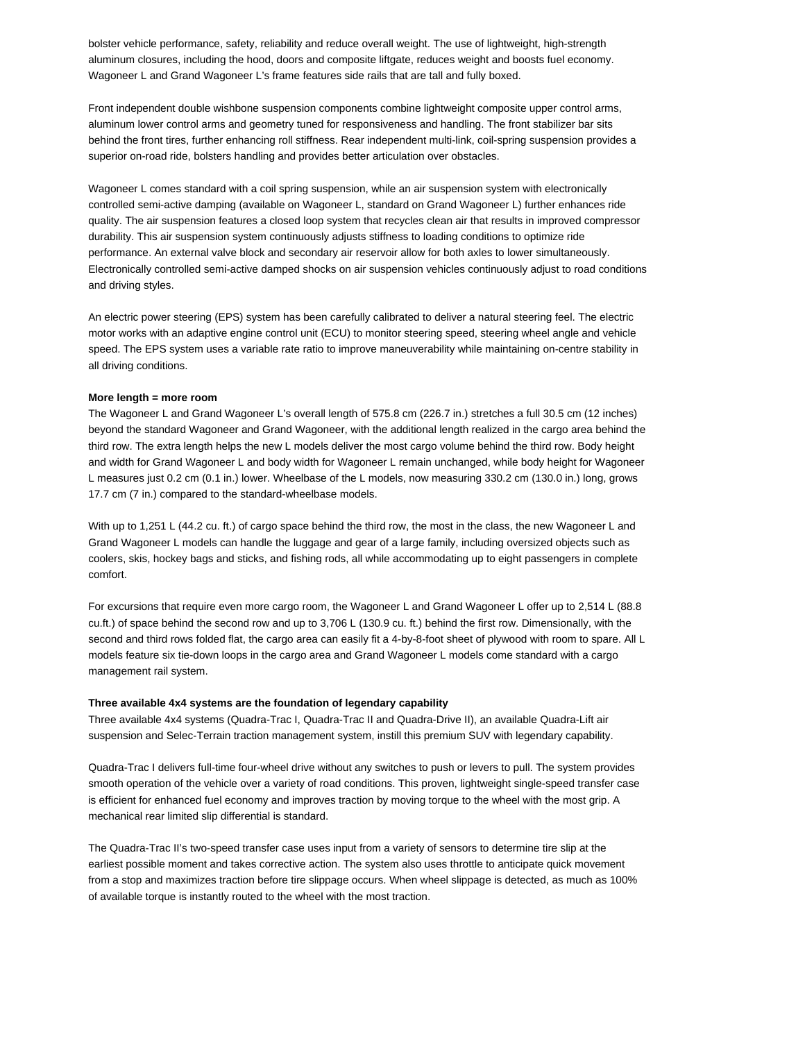bolster vehicle performance, safety, reliability and reduce overall weight. The use of lightweight, high-strength aluminum closures, including the hood, doors and composite liftgate, reduces weight and boosts fuel economy. Wagoneer L and Grand Wagoneer L's frame features side rails that are tall and fully boxed.

Front independent double wishbone suspension components combine lightweight composite upper control arms, aluminum lower control arms and geometry tuned for responsiveness and handling. The front stabilizer bar sits behind the front tires, further enhancing roll stiffness. Rear independent multi-link, coil-spring suspension provides a superior on-road ride, bolsters handling and provides better articulation over obstacles.

Wagoneer L comes standard with a coil spring suspension, while an air suspension system with electronically controlled semi-active damping (available on Wagoneer L, standard on Grand Wagoneer L) further enhances ride quality. The air suspension features a closed loop system that recycles clean air that results in improved compressor durability. This air suspension system continuously adjusts stiffness to loading conditions to optimize ride performance. An external valve block and secondary air reservoir allow for both axles to lower simultaneously. Electronically controlled semi-active damped shocks on air suspension vehicles continuously adjust to road conditions and driving styles.

An electric power steering (EPS) system has been carefully calibrated to deliver a natural steering feel. The electric motor works with an adaptive engine control unit (ECU) to monitor steering speed, steering wheel angle and vehicle speed. The EPS system uses a variable rate ratio to improve maneuverability while maintaining on-centre stability in all driving conditions.

**More length = more room**

The Wagoneer L and Grand Wagoneer L's overall length of 575.8 cm (226.7 in.) stretches a full 30.5 cm (12 inches) beyond the standard Wagoneer and Grand Wagoneer, with the additional length realized in the cargo area behind the third row. The extra length helps the new L models deliver the most cargo volume behind the third row. Body height and width for Grand Wagoneer L and body width for Wagoneer L remain unchanged, while body height for Wagoneer L measures just 0.2 cm (0.1 in.) lower. Wheelbase of the L models, now measuring 330.2 cm (130.0 in.) long, grows 17.7 cm (7 in.) compared to the standard-wheelbase models.

With up to 1,251 L (44.2 cu. ft.) of cargo space behind the third row, the most in the class, the new Wagoneer L and Grand Wagoneer L models can handle the luggage and gear of a large family, including oversized objects such as coolers, skis, hockey bags and sticks, and fishing rods, all while accommodating up to eight passengers in complete comfort.

For excursions that require even more cargo room, the Wagoneer L and Grand Wagoneer L offer up to 2,514 L (88.8 cu.ft.) of space behind the second row and up to 3,706 L (130.9 cu. ft.) behind the first row. Dimensionally, with the second and third rows folded flat, the cargo area can easily fit a 4-by-8-foot sheet of plywood with room to spare. All L models feature six tie-down loops in the cargo area and Grand Wagoneer L models come standard with a cargo management rail system.

**Three available 4x4 systems are the foundation of legendary capability**

Three available 4x4 systems (Quadra-Trac I, Quadra-Trac II and Quadra-Drive II), an available Quadra-Lift air suspension and Selec-Terrain traction management system, instill this premium SUV with legendary capability.

Quadra-Trac I delivers full-time four-wheel drive without any switches to push or levers to pull. The system provides smooth operation of the vehicle over a variety of road conditions. This proven, lightweight single-speed transfer case is efficient for enhanced fuel economy and improves traction by moving torque to the wheel with the most grip. A mechanical rear limited slip differential is standard.

The Quadra-Trac II's two-speed transfer case uses input from a variety of sensors to determine tire slip at the earliest possible moment and takes corrective action. The system also uses throttle to anticipate quick movement from a stop and maximizes traction before tire slippage occurs. When wheel slippage is detected, as much as 100% of available torque is instantly routed to the wheel with the most traction.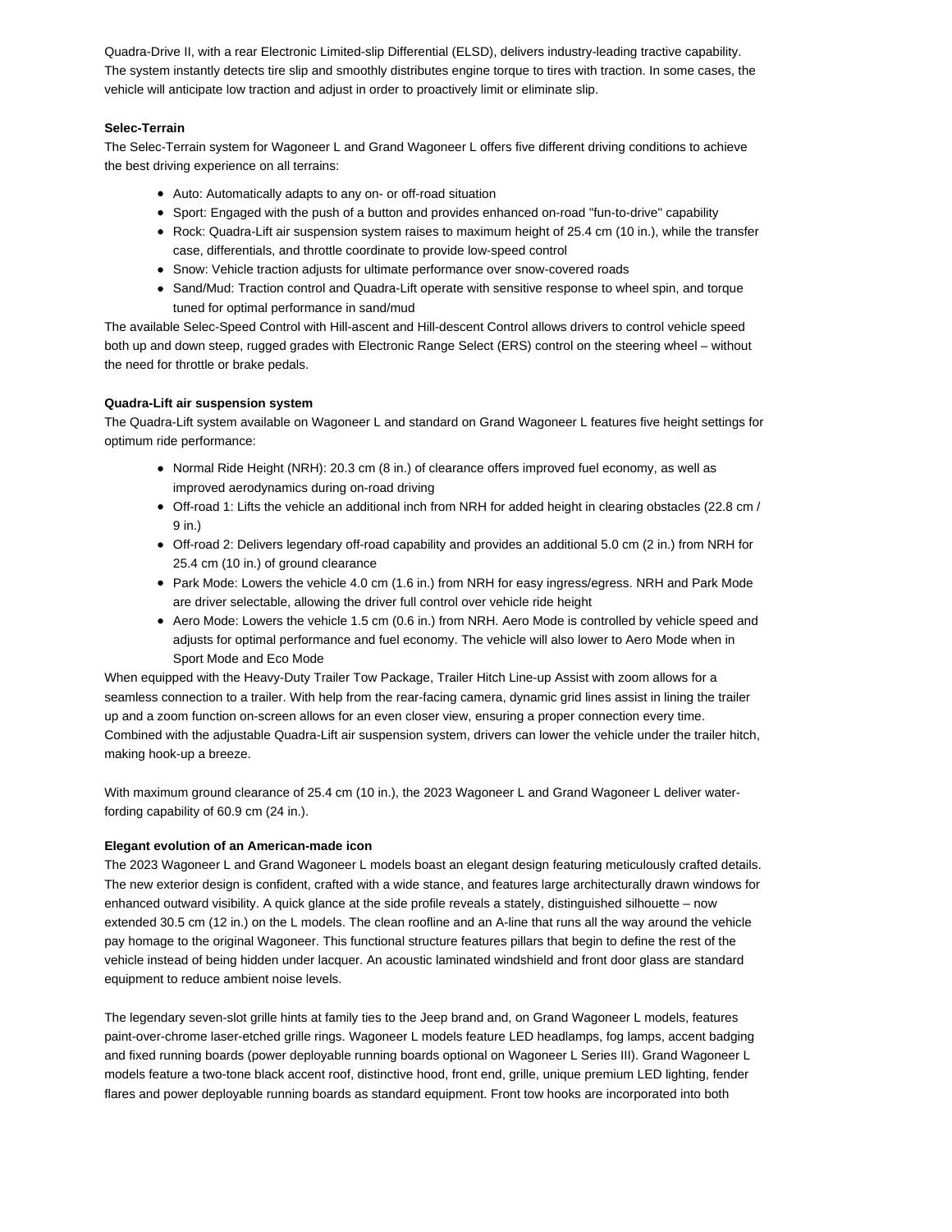Quadra-Drive II, with a rear Electronic Limited-slip Differential (ELSD), delivers industry-leading tractive capability. The system instantly detects tire slip and smoothly distributes engine torque to tires with traction. In some cases, the vehicle will anticipate low traction and adjust in order to proactively limit or eliminate slip.

**Selec-Terrain**

The Selec-Terrain system for Wagoneer L and Grand Wagoneer L offers five different driving conditions to achieve the best driving experience on all terrains:

- Auto: Automatically adapts to any on- or off-road situation
- Sport: Engaged with the push of a button and provides enhanced on-road "fun-to-drive" capability
- Rock: Quadra-Lift air suspension system raises to maximum height of 25.4 cm (10 in.), while the transfer case, differentials, and throttle coordinate to provide low-speed control
- Snow: Vehicle traction adjusts for ultimate performance over snow-covered roads
- Sand/Mud: Traction control and Quadra-Lift operate with sensitive response to wheel spin, and torque tuned for optimal performance in sand/mud

The available Selec-Speed Control with Hill-ascent and Hill-descent Control allows drivers to control vehicle speed both up and down steep, rugged grades with Electronic Range Select (ERS) control on the steering wheel – without the need for throttle or brake pedals.

**Quadra-Lift air suspension system**

The Quadra-Lift system available on Wagoneer L and standard on Grand Wagoneer L features five height settings for optimum ride performance:

- Normal Ride Height (NRH): 20.3 cm (8 in.) of clearance offers improved fuel economy, as well as improved aerodynamics during on-road driving
- Off-road 1: Lifts the vehicle an additional inch from NRH for added height in clearing obstacles (22.8 cm / 9 in.)
- Off-road 2: Delivers legendary off-road capability and provides an additional 5.0 cm (2 in.) from NRH for 25.4 cm (10 in.) of ground clearance
- Park Mode: Lowers the vehicle 4.0 cm (1.6 in.) from NRH for easy ingress/egress. NRH and Park Mode are driver selectable, allowing the driver full control over vehicle ride height
- Aero Mode: Lowers the vehicle 1.5 cm (0.6 in.) from NRH. Aero Mode is controlled by vehicle speed and adjusts for optimal performance and fuel economy. The vehicle will also lower to Aero Mode when in Sport Mode and Eco Mode

When equipped with the Heavy-Duty Trailer Tow Package, Trailer Hitch Line-up Assist with zoom allows for a seamless connection to a trailer. With help from the rear-facing camera, dynamic grid lines assist in lining the trailer up and a zoom function on-screen allows for an even closer view, ensuring a proper connection every time. Combined with the adjustable Quadra-Lift air suspension system, drivers can lower the vehicle under the trailer hitch, making hook-up a breeze.

With maximum ground clearance of 25.4 cm (10 in.), the 2023 Wagoneer L and Grand Wagoneer L deliver water-fording capability of 60.9 cm (24 in.).

**Elegant evolution of an American-made icon**

The 2023 Wagoneer L and Grand Wagoneer L models boast an elegant design featuring meticulously crafted details. The new exterior design is confident, crafted with a wide stance, and features large architecturally drawn windows for enhanced outward visibility. A quick glance at the side profile reveals a stately, distinguished silhouette – now extended 30.5 cm (12 in.) on the L models. The clean roofline and an A-line that runs all the way around the vehicle pay homage to the original Wagoneer. This functional structure features pillars that begin to define the rest of the vehicle instead of being hidden under lacquer. An acoustic laminated windshield and front door glass are standard equipment to reduce ambient noise levels.

The legendary seven-slot grille hints at family ties to the Jeep brand and, on Grand Wagoneer L models, features paint-over-chrome laser-etched grille rings. Wagoneer L models feature LED headlamps, fog lamps, accent badging and fixed running boards (power deployable running boards optional on Wagoneer L Series III). Grand Wagoneer L models feature a two-tone black accent roof, distinctive hood, front end, grille, unique premium LED lighting, fender flares and power deployable running boards as standard equipment. Front tow hooks are incorporated into both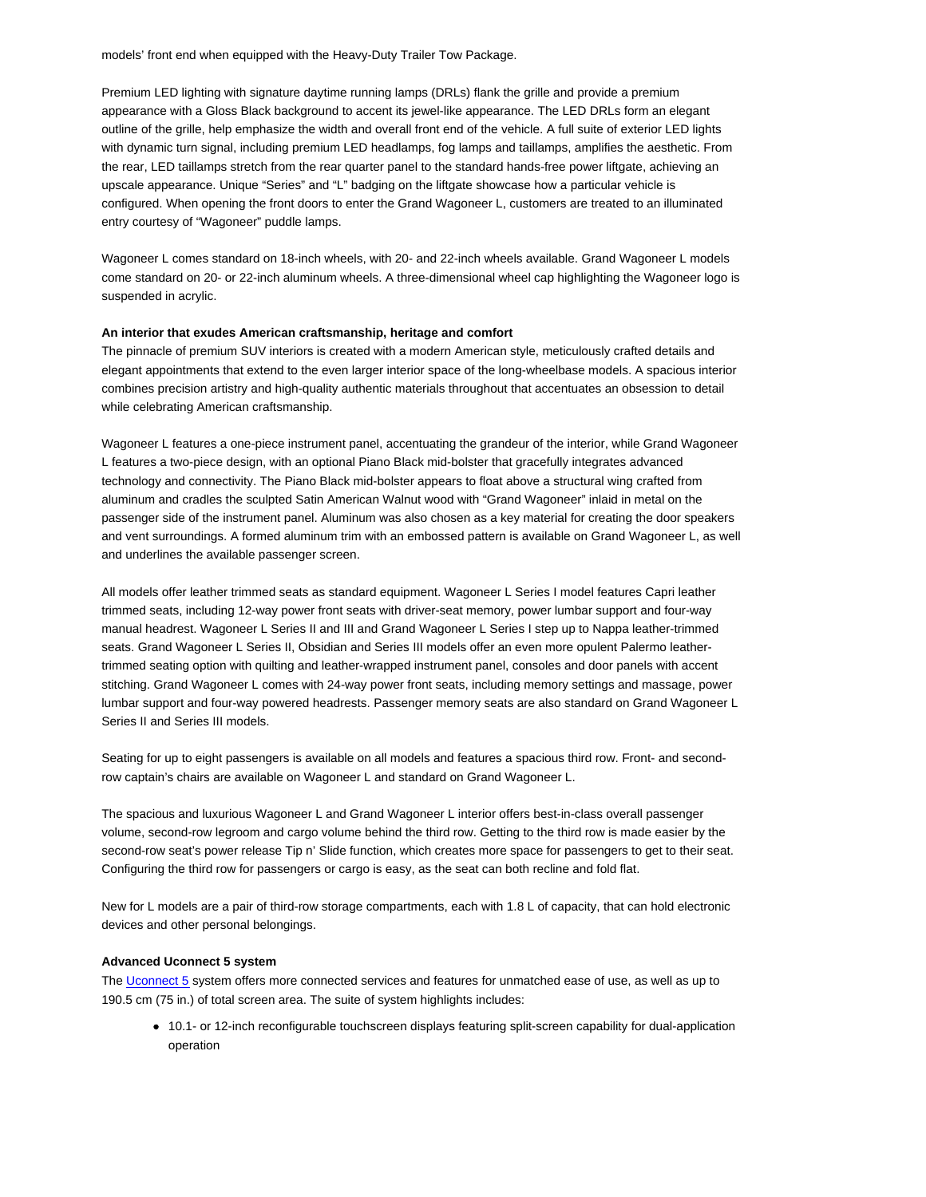models' front end when equipped with the Heavy-Duty Trailer Tow Package.

Premium LED lighting with signature daytime running lamps (DRLs) flank the grille and provide a premium appearance with a Gloss Black background to accent its jewel-like appearance. The LED DRLs form an elegant outline of the grille, help emphasize the width and overall front end of the vehicle. A full suite of exterior LED lights with dynamic turn signal, including premium LED headlamps, fog lamps and taillamps, amplifies the aesthetic. From the rear, LED taillamps stretch from the rear quarter panel to the standard hands-free power liftgate, achieving an upscale appearance. Unique "Series" and "L" badging on the liftgate showcase how a particular vehicle is configured. When opening the front doors to enter the Grand Wagoneer L, customers are treated to an illuminated entry courtesy of "Wagoneer" puddle lamps.

Wagoneer L comes standard on 18-inch wheels, with 20- and 22-inch wheels available. Grand Wagoneer L models come standard on 20- or 22-inch aluminum wheels. A three-dimensional wheel cap highlighting the Wagoneer logo is suspended in acrylic.

**An interior that exudes American craftsmanship, heritage and comfort**

The pinnacle of premium SUV interiors is created with a modern American style, meticulously crafted details and elegant appointments that extend to the even larger interior space of the long-wheelbase models. A spacious interior combines precision artistry and high-quality authentic materials throughout that accentuates an obsession to detail while celebrating American craftsmanship.

Wagoneer L features a one-piece instrument panel, accentuating the grandeur of the interior, while Grand Wagoneer L features a two-piece design, with an optional Piano Black mid-bolster that gracefully integrates advanced technology and connectivity. The Piano Black mid-bolster appears to float above a structural wing crafted from aluminum and cradles the sculpted Satin American Walnut wood with "Grand Wagoneer" inlaid in metal on the passenger side of the instrument panel. Aluminum was also chosen as a key material for creating the door speakers and vent surroundings. A formed aluminum trim with an embossed pattern is available on Grand Wagoneer L, as well and underlines the available passenger screen.

All models offer leather trimmed seats as standard equipment. Wagoneer L Series I model features Capri leather trimmed seats, including 12-way power front seats with driver-seat memory, power lumbar support and four-way manual headrest. Wagoneer L Series II and III and Grand Wagoneer L Series I step up to Nappa leather-trimmed seats. Grand Wagoneer L Series II, Obsidian and Series III models offer an even more opulent Palermo leather-trimmed seating option with quilting and leather-wrapped instrument panel, consoles and door panels with accent stitching. Grand Wagoneer L comes with 24-way power front seats, including memory settings and massage, power lumbar support and four-way powered headrests. Passenger memory seats are also standard on Grand Wagoneer L Series II and Series III models.

Seating for up to eight passengers is available on all models and features a spacious third row. Front- and second-row captain's chairs are available on Wagoneer L and standard on Grand Wagoneer L.

The spacious and luxurious Wagoneer L and Grand Wagoneer L interior offers best-in-class overall passenger volume, second-row legroom and cargo volume behind the third row. Getting to the third row is made easier by the second-row seat's power release Tip n' Slide function, which creates more space for passengers to get to their seat. Configuring the third row for passengers or cargo is easy, as the seat can both recline and fold flat.

New for L models are a pair of third-row storage compartments, each with 1.8 L of capacity, that can hold electronic devices and other personal belongings.

**Advanced Uconnect 5 system**

The Uconnect 5 system offers more connected services and features for unmatched ease of use, as well as up to 190.5 cm (75 in.) of total screen area. The suite of system highlights includes:

- 10.1- or 12-inch reconfigurable touchscreen displays featuring split-screen capability for dual-application operation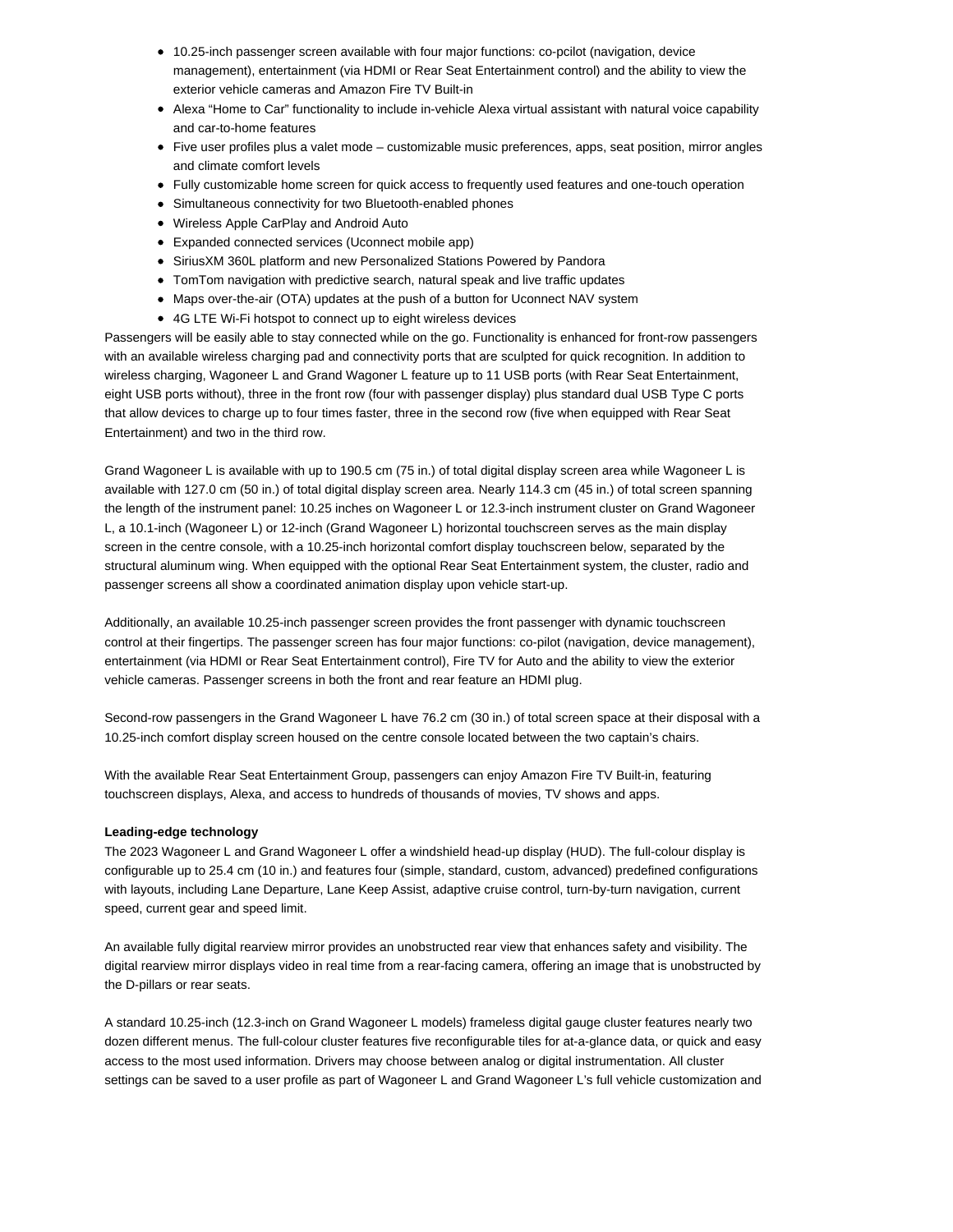- 10.25-inch passenger screen available with four major functions: co-pcilot (navigation, device management), entertainment (via HDMI or Rear Seat Entertainment control) and the ability to view the exterior vehicle cameras and Amazon Fire TV Built-in
- Alexa “Home to Car” functionality to include in-vehicle Alexa virtual assistant with natural voice capability and car-to-home features
- Five user profiles plus a valet mode – customizable music preferences, apps, seat position, mirror angles and climate comfort levels
- Fully customizable home screen for quick access to frequently used features and one-touch operation
- Simultaneous connectivity for two Bluetooth-enabled phones
- Wireless Apple CarPlay and Android Auto
- Expanded connected services (Uconnect mobile app)
- SiriusXM 360L platform and new Personalized Stations Powered by Pandora
- TomTom navigation with predictive search, natural speak and live traffic updates
- Maps over-the-air (OTA) updates at the push of a button for Uconnect NAV system
- 4G LTE Wi-Fi hotspot to connect up to eight wireless devices

Passengers will be easily able to stay connected while on the go. Functionality is enhanced for front-row passengers with an available wireless charging pad and connectivity ports that are sculpted for quick recognition. In addition to wireless charging, Wagoneer L and Grand Wagoner L feature up to 11 USB ports (with Rear Seat Entertainment, eight USB ports without), three in the front row (four with passenger display) plus standard dual USB Type C ports that allow devices to charge up to four times faster, three in the second row (five when equipped with Rear Seat Entertainment) and two in the third row.

Grand Wagoneer L is available with up to 190.5 cm (75 in.) of total digital display screen area while Wagoneer L is available with 127.0 cm (50 in.) of total digital display screen area. Nearly 114.3 cm (45 in.) of total screen spanning the length of the instrument panel: 10.25 inches on Wagoneer L or 12.3-inch instrument cluster on Grand Wagoneer L, a 10.1-inch (Wagoneer L) or 12-inch (Grand Wagoneer L) horizontal touchscreen serves as the main display screen in the centre console, with a 10.25-inch horizontal comfort display touchscreen below, separated by the structural aluminum wing. When equipped with the optional Rear Seat Entertainment system, the cluster, radio and passenger screens all show a coordinated animation display upon vehicle start-up.

Additionally, an available 10.25-inch passenger screen provides the front passenger with dynamic touchscreen control at their fingertips. The passenger screen has four major functions: co-pilot (navigation, device management), entertainment (via HDMI or Rear Seat Entertainment control), Fire TV for Auto and the ability to view the exterior vehicle cameras. Passenger screens in both the front and rear feature an HDMI plug.

Second-row passengers in the Grand Wagoneer L have 76.2 cm (30 in.) of total screen space at their disposal with a 10.25-inch comfort display screen housed on the centre console located between the two captain’s chairs.

With the available Rear Seat Entertainment Group, passengers can enjoy Amazon Fire TV Built-in, featuring touchscreen displays, Alexa, and access to hundreds of thousands of movies, TV shows and apps.

**Leading-edge technology**

The 2023 Wagoneer L and Grand Wagoneer L offer a windshield head-up display (HUD). The full-colour display is configurable up to 25.4 cm (10 in.) and features four (simple, standard, custom, advanced) predefined configurations with layouts, including Lane Departure, Lane Keep Assist, adaptive cruise control, turn-by-turn navigation, current speed, current gear and speed limit.

An available fully digital rearview mirror provides an unobstructed rear view that enhances safety and visibility. The digital rearview mirror displays video in real time from a rear-facing camera, offering an image that is unobstructed by the D-pillars or rear seats.

A standard 10.25-inch (12.3-inch on Grand Wagoneer L models) frameless digital gauge cluster features nearly two dozen different menus. The full-colour cluster features five reconfigurable tiles for at-a-glance data, or quick and easy access to the most used information. Drivers may choose between analog or digital instrumentation. All cluster settings can be saved to a user profile as part of Wagoneer L and Grand Wagoneer L’s full vehicle customization and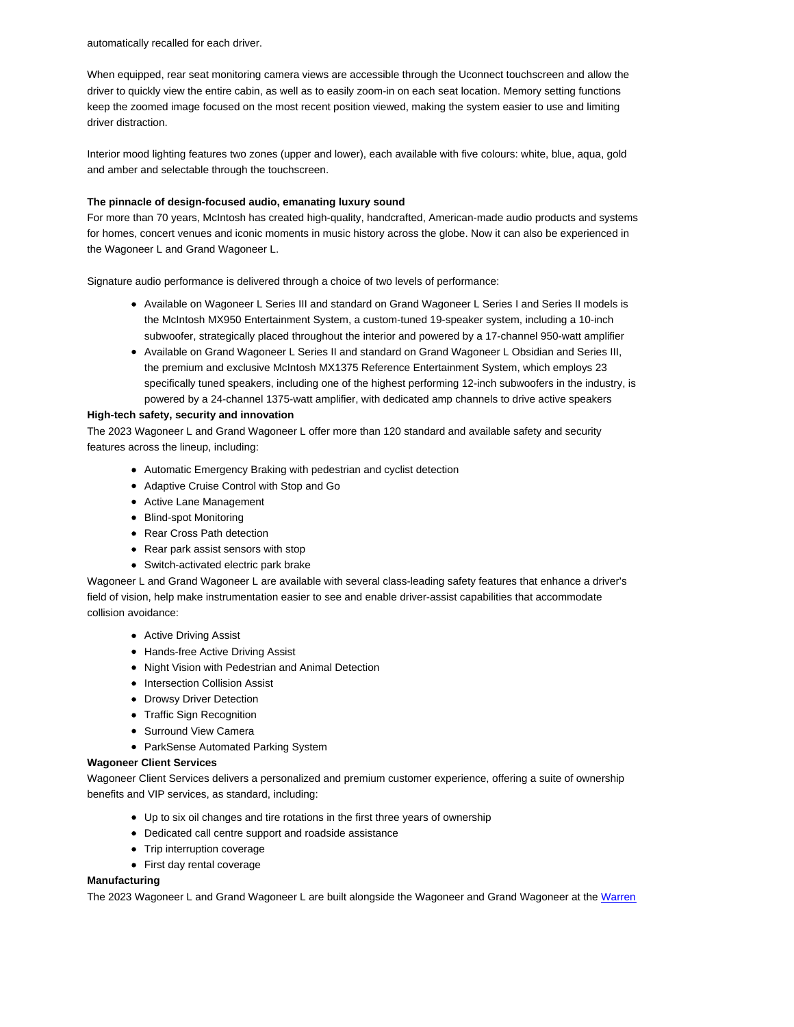automatically recalled for each driver.

When equipped, rear seat monitoring camera views are accessible through the Uconnect touchscreen and allow the driver to quickly view the entire cabin, as well as to easily zoom-in on each seat location. Memory setting functions keep the zoomed image focused on the most recent position viewed, making the system easier to use and limiting driver distraction.

Interior mood lighting features two zones (upper and lower), each available with five colours: white, blue, aqua, gold and amber and selectable through the touchscreen.

**The pinnacle of design-focused audio, emanating luxury sound**

For more than 70 years, McIntosh has created high-quality, handcrafted, American-made audio products and systems for homes, concert venues and iconic moments in music history across the globe. Now it can also be experienced in the Wagoneer L and Grand Wagoneer L.

Signature audio performance is delivered through a choice of two levels of performance:

- Available on Wagoneer L Series III and standard on Grand Wagoneer L Series I and Series II models is the McIntosh MX950 Entertainment System, a custom-tuned 19-speaker system, including a 10-inch subwoofer, strategically placed throughout the interior and powered by a 17-channel 950-watt amplifier
- Available on Grand Wagoneer L Series II and standard on Grand Wagoneer L Obsidian and Series III, the premium and exclusive McIntosh MX1375 Reference Entertainment System, which employs 23 specifically tuned speakers, including one of the highest performing 12-inch subwoofers in the industry, is powered by a 24-channel 1375-watt amplifier, with dedicated amp channels to drive active speakers

**High-tech safety, security and innovation**

The 2023 Wagoneer L and Grand Wagoneer L offer more than 120 standard and available safety and security features across the lineup, including:

- Automatic Emergency Braking with pedestrian and cyclist detection
- Adaptive Cruise Control with Stop and Go
- Active Lane Management
- Blind-spot Monitoring
- Rear Cross Path detection
- Rear park assist sensors with stop
- Switch-activated electric park brake

Wagoneer L and Grand Wagoneer L are available with several class-leading safety features that enhance a driver's field of vision, help make instrumentation easier to see and enable driver-assist capabilities that accommodate collision avoidance:

- Active Driving Assist
- Hands-free Active Driving Assist
- Night Vision with Pedestrian and Animal Detection
- Intersection Collision Assist
- Drowsy Driver Detection
- Traffic Sign Recognition
- Surround View Camera
- ParkSense Automated Parking System

**Wagoneer Client Services**

Wagoneer Client Services delivers a personalized and premium customer experience, offering a suite of ownership benefits and VIP services, as standard, including:

- Up to six oil changes and tire rotations in the first three years of ownership
- Dedicated call centre support and roadside assistance
- Trip interruption coverage
- First day rental coverage

**Manufacturing**

The 2023 Wagoneer L and Grand Wagoneer L are built alongside the Wagoneer and Grand Wagoneer at the Warren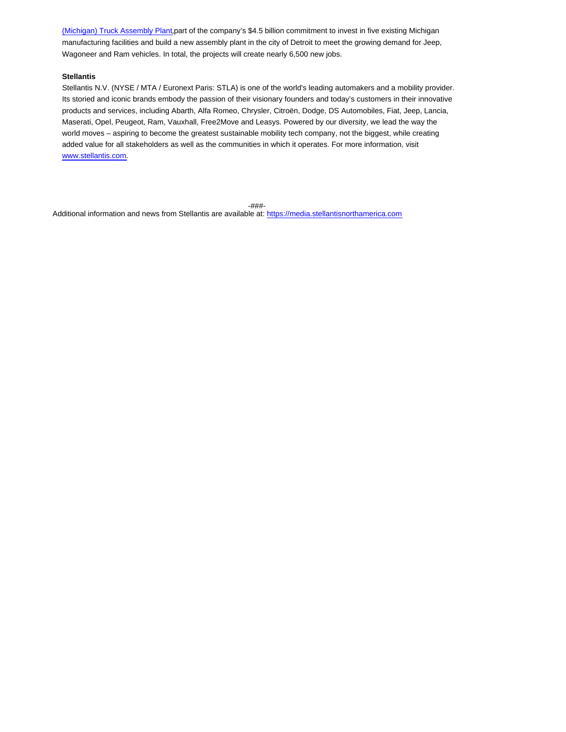(Michigan) Truck Assembly Plant,part of the company's $4.5 billion commitment to invest in five existing Michigan manufacturing facilities and build a new assembly plant in the city of Detroit to meet the growing demand for Jeep, Wagoneer and Ram vehicles. In total, the projects will create nearly 6,500 new jobs.

**Stellantis**

Stellantis N.V. (NYSE / MTA / Euronext Paris: STLA) is one of the world's leading automakers and a mobility provider. Its storied and iconic brands embody the passion of their visionary founders and today's customers in their innovative products and services, including Abarth, Alfa Romeo, Chrysler, Citroën, Dodge, DS Automobiles, Fiat, Jeep, Lancia, Maserati, Opel, Peugeot, Ram, Vauxhall, Free2Move and Leasys. Powered by our diversity, we lead the way the world moves – aspiring to become the greatest sustainable mobility tech company, not the biggest, while creating added value for all stakeholders as well as the communities in which it operates. For more information, visit www.stellantis.com.

-###-

Additional information and news from Stellantis are available at: https://media.stellantisnorthamerica.com